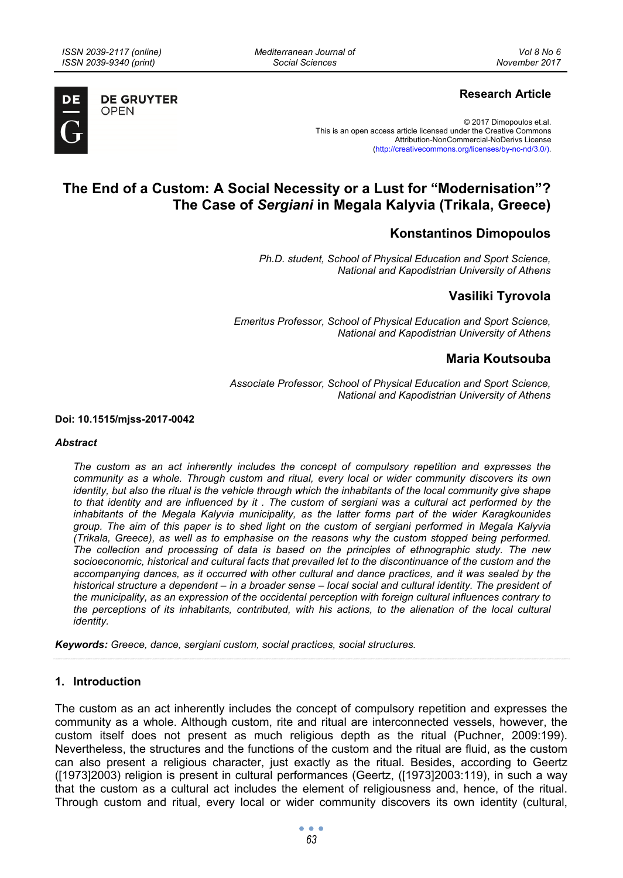**Research Article**

© 2017 Dimopoulos et.al.
This is an open access article licensed under the Creative Commons Attribution-NonCommercial-NoDerivs License (http://creativecommons.org/licenses/by-nc-nd/3.0/).

# The End of a Custom: A Social Necessity or a Lust for "Modernisation"? The Case of *Sergiani* in Megala Kalyvia (Trikala, Greece)

### Konstantinos Dimopoulos

*Ph.D. student, School of Physical Education and Sport Science, National and Kapodistrian University of Athens*

### Vasiliki Tyrovola

*Emeritus Professor, School of Physical Education and Sport Science, National and Kapodistrian University of Athens*

### Maria Koutsouba

*Associate Professor, School of Physical Education and Sport Science, National and Kapodistrian University of Athens*

**Doi: 10.1515/mjss-2017-0042**

***Abstract***

*The custom as an act inherently includes the concept of compulsory repetition and expresses the community as a whole. Through custom and ritual, every local or wider community discovers its own identity, but also the ritual is the vehicle through which the inhabitants of the local community give shape to that identity and are influenced by it . The custom of sergiani was a cultural act performed by the inhabitants of the Megala Kalyvia municipality, as the latter forms part of the wider Karagkounides group. The aim of this paper is to shed light on the custom of sergiani performed in Megala Kalyvia (Trikala, Greece), as well as to emphasise on the reasons why the custom stopped being performed. The collection and processing of data is based on the principles of ethnographic study. The new socioeconomic, historical and cultural facts that prevailed let to the discontinuance of the custom and the accompanying dances, as it occurred with other cultural and dance practices, and it was sealed by the historical structure a dependent – in a broader sense – local social and cultural identity. The president of the municipality, as an expression of the occidental perception with foreign cultural influences contrary to the perceptions of its inhabitants, contributed, with his actions, to the alienation of the local cultural identity.*

***Keywords:*** *Greece, dance, sergiani custom, social practices, social structures.*

## 1. Introduction

The custom as an act inherently includes the concept of compulsory repetition and expresses the community as a whole. Although custom, rite and ritual are interconnected vessels, however, the custom itself does not present as much religious depth as the ritual (Puchner, 2009:199). Nevertheless, the structures and the functions of the custom and the ritual are fluid, as the custom can also present a religious character, just exactly as the ritual. Besides, according to Geertz ([1973]2003) religion is present in cultural performances (Geertz, ([1973]2003:119), in such a way that the custom as a cultural act includes the element of religiousness and, hence, of the ritual. Through custom and ritual, every local or wider community discovers its own identity (cultural,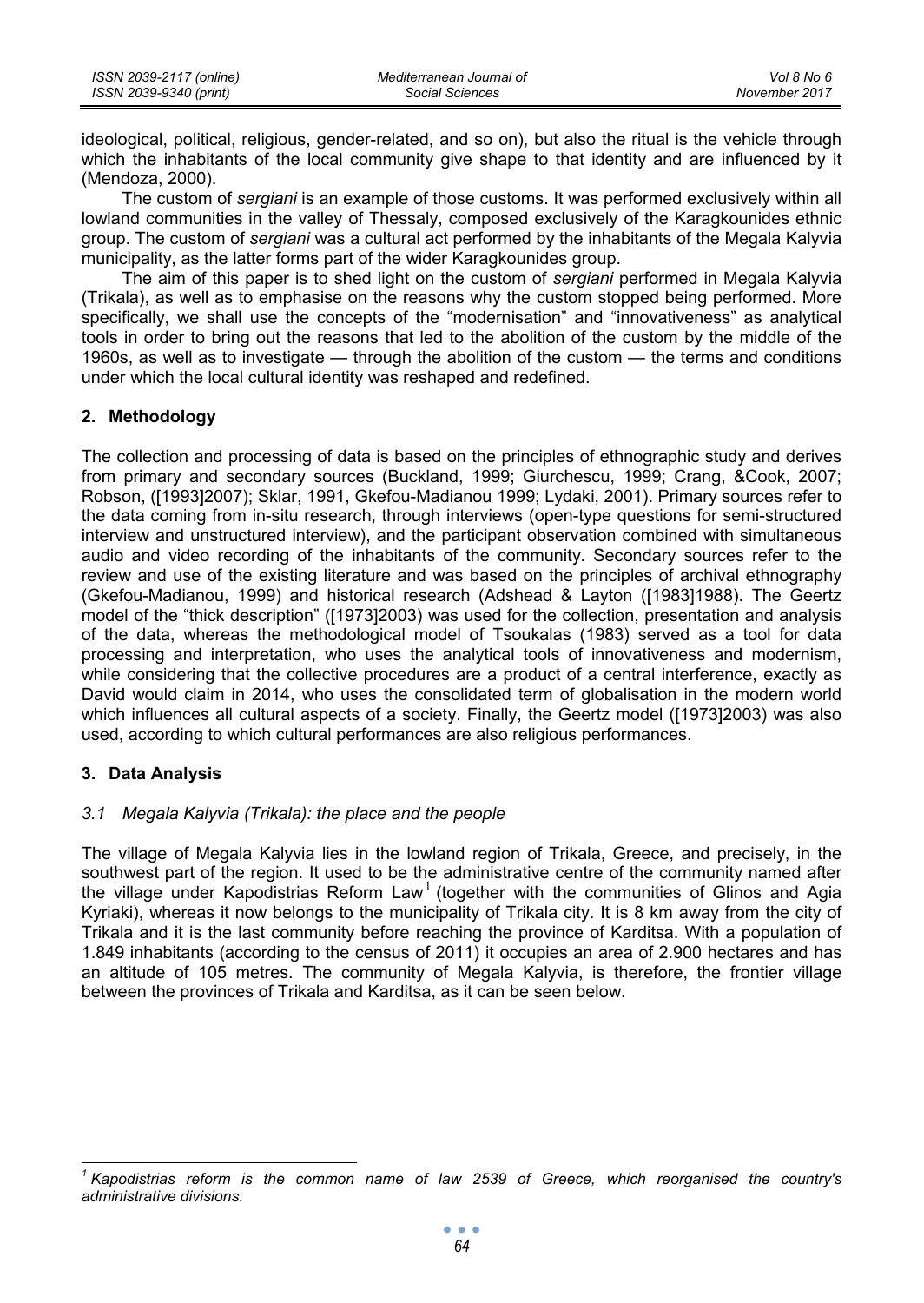ideological, political, religious, gender-related, and so on), but also the ritual is the vehicle through which the inhabitants of the local community give shape to that identity and are influenced by it (Mendoza, 2000).

The custom of *sergiani* is an example of those customs. It was performed exclusively within all lowland communities in the valley of Thessaly, composed exclusively of the Karagkounides ethnic group. The custom of *sergiani* was a cultural act performed by the inhabitants of the Megala Kalyvia municipality, as the latter forms part of the wider Karagkounides group.

The aim of this paper is to shed light on the custom of *sergiani* performed in Megala Kalyvia (Trikala), as well as to emphasise on the reasons why the custom stopped being performed. More specifically, we shall use the concepts of the "modernisation" and "innovativeness" as analytical tools in order to bring out the reasons that led to the abolition of the custom by the middle of the 1960s, as well as to investigate — through the abolition of the custom — the terms and conditions under which the local cultural identity was reshaped and redefined.

## 2. Methodology

The collection and processing of data is based on the principles of ethnographic study and derives from primary and secondary sources (Buckland, 1999; Giurchescu, 1999; Crang, &Cook, 2007; Robson, ([1993]2007); Sklar, 1991, Gkefou-Madianou 1999; Lydaki, 2001). Primary sources refer to the data coming from in-situ research, through interviews (open-type questions for semi-structured interview and unstructured interview), and the participant observation combined with simultaneous audio and video recording of the inhabitants of the community. Secondary sources refer to the review and use of the existing literature and was based on the principles of archival ethnography (Gkefou-Madianou, 1999) and historical research (Adshead & Layton ([1983]1988). The Geertz model of the "thick description" ([1973]2003) was used for the collection, presentation and analysis of the data, whereas the methodological model of Tsoukalas (1983) served as a tool for data processing and interpretation, who uses the analytical tools of innovativeness and modernism, while considering that the collective procedures are a product of a central interference, exactly as David would claim in 2014, who uses the consolidated term of globalisation in the modern world which influences all cultural aspects of a society. Finally, the Geertz model ([1973]2003) was also used, according to which cultural performances are also religious performances.

## 3. Data Analysis

### *3.1 Megala Kalyvia (Trikala): the place and the people*

The village of Megala Kalyvia lies in the lowland region of Trikala, Greece, and precisely, in the southwest part of the region. It used to be the administrative centre of the community named after the village under Kapodistrias Reform Law[1] (together with the communities of Glinos and Agia Kyriaki), whereas it now belongs to the municipality of Trikala city. It is 8 km away from the city of Trikala and it is the last community before reaching the province of Karditsa. With a population of 1.849 inhabitants (according to the census of 2011) it occupies an area of 2.900 hectares and has an altitude of 105 metres. The community of Megala Kalyvia, is therefore, the frontier village between the provinces of Trikala and Karditsa, as it can be seen below.

---

[1] *Kapodistrias reform is the common name of law 2539 of Greece, which reorganised the country's administrative divisions.*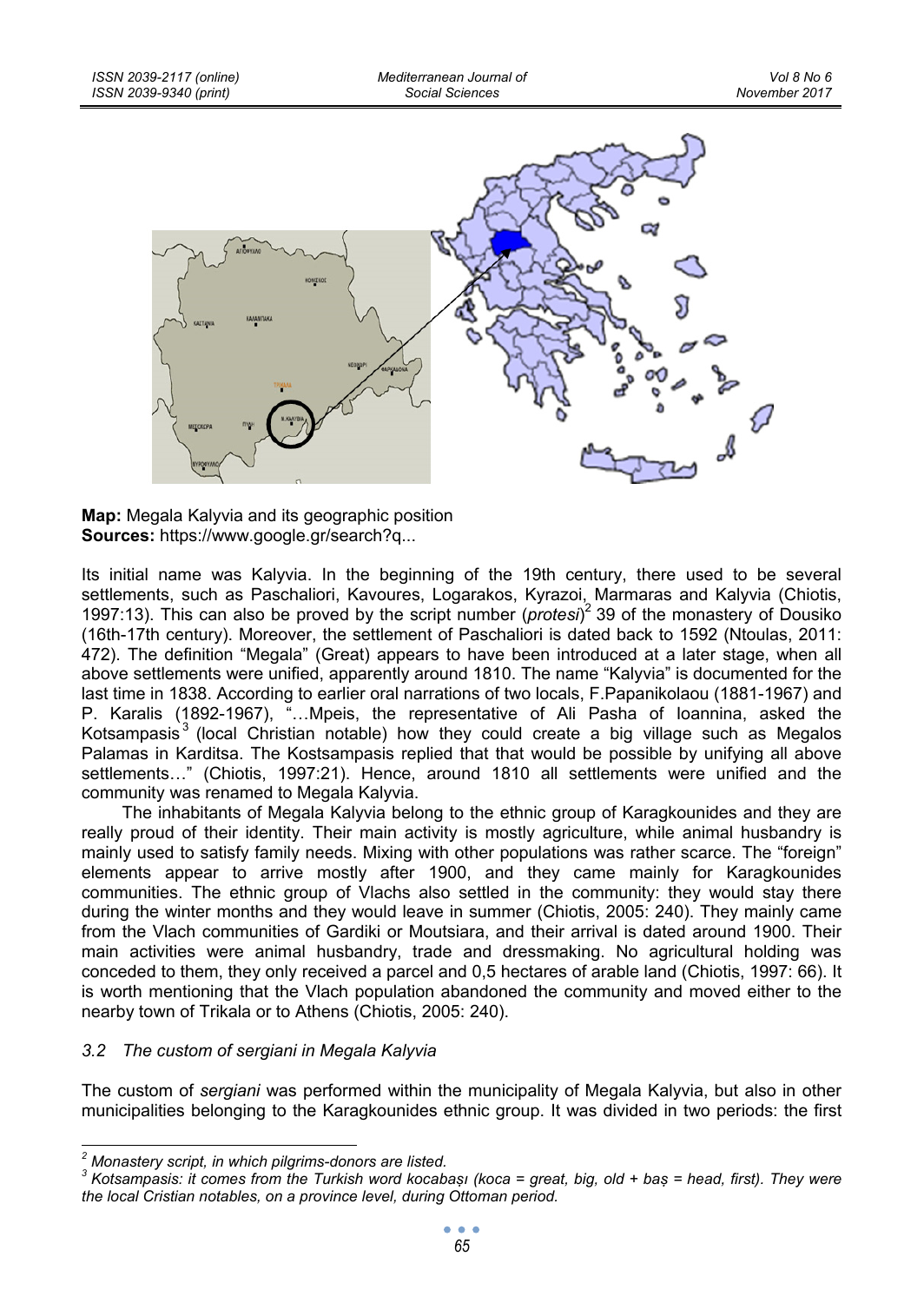**Map:** Megala Kalyvia and its geographic position
**Sources:** https://www.google.gr/search?q...

Its initial name was Kalyvia. In the beginning of the 19th century, there used to be several settlements, such as Paschaliori, Kavoures, Logarakos, Kyrazoi, Marmaras and Kalyvia (Chiotis, 1997:13). This can also be proved by the script number (*protesi*)[2] 39 of the monastery of Dousiko (16th-17th century). Moreover, the settlement of Paschaliori is dated back to 1592 (Ntoulas, 2011: 472). The definition "Megala" (Great) appears to have been introduced at a later stage, when all above settlements were unified, apparently around 1810. The name "Kalyvia" is documented for the last time in 1838. According to earlier oral narrations of two locals, F.Papanikolaou (1881-1967) and P. Karalis (1892-1967), "…Mpeis, the representative of Ali Pasha of Ioannina, asked the Kotsampasis[3] (local Christian notable) how they could create a big village such as Megalos Palamas in Karditsa. The Kostsampasis replied that that would be possible by unifying all above settlements…" (Chiotis, 1997:21). Hence, around 1810 all settlements were unified and the community was renamed to Megala Kalyvia.

The inhabitants of Megala Kalyvia belong to the ethnic group of Karagkounides and they are really proud of their identity. Their main activity is mostly agriculture, while animal husbandry is mainly used to satisfy family needs. Mixing with other populations was rather scarce. The "foreign" elements appear to arrive mostly after 1900, and they came mainly for Karagkounides communities. The ethnic group of Vlachs also settled in the community: they would stay there during the winter months and they would leave in summer (Chiotis, 2005: 240). They mainly came from the Vlach communities of Gardiki or Moutsiara, and their arrival is dated around 1900. Their main activities were animal husbandry, trade and dressmaking. No agricultural holding was conceded to them, they only received a parcel and 0,5 hectares of arable land (Chiotis, 1997: 66). It is worth mentioning that the Vlach population abandoned the community and moved either to the nearby town of Trikala or to Athens (Chiotis, 2005: 240).

### *3.2 The custom of sergiani in Megala Kalyvia*

The custom of *sergiani* was performed within the municipality of Megala Kalyvia, but also in other municipalities belonging to the Karagkounides ethnic group. It was divided in two periods: the first

---

[2] *Monastery script, in which pilgrims-donors are listed.*

[3] *Kotsampasis: it comes from the Turkish word kocabaşı (koca = great, big, old + baş = head, first). They were the local Cristian notables, on a province level, during Ottoman period.*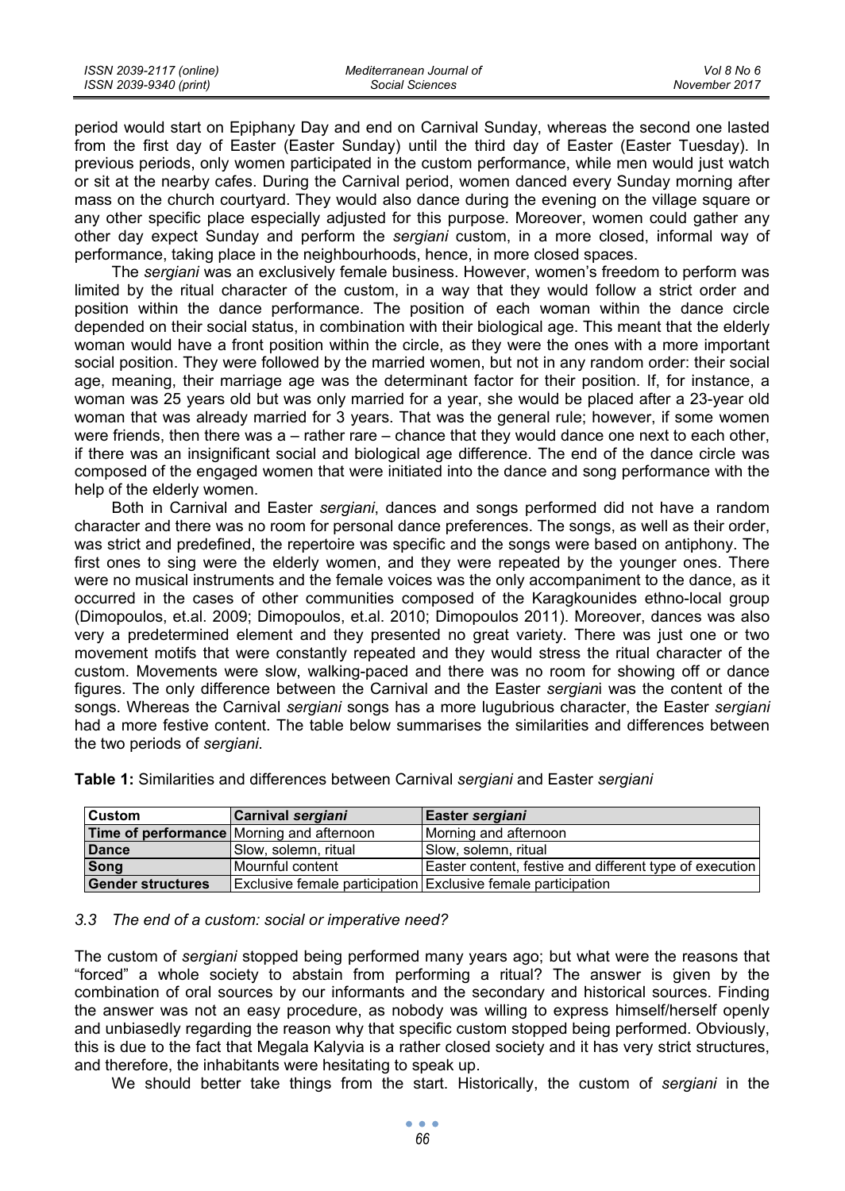period would start on Epiphany Day and end on Carnival Sunday, whereas the second one lasted from the first day of Easter (Easter Sunday) until the third day of Easter (Easter Tuesday). In previous periods, only women participated in the custom performance, while men would just watch or sit at the nearby cafes. During the Carnival period, women danced every Sunday morning after mass on the church courtyard. They would also dance during the evening on the village square or any other specific place especially adjusted for this purpose. Moreover, women could gather any other day expect Sunday and perform the *sergiani* custom, in a more closed, informal way of performance, taking place in the neighbourhoods, hence, in more closed spaces.

The *sergiani* was an exclusively female business. However, women's freedom to perform was limited by the ritual character of the custom, in a way that they would follow a strict order and position within the dance performance. The position of each woman within the dance circle depended on their social status, in combination with their biological age. This meant that the elderly woman would have a front position within the circle, as they were the ones with a more important social position. They were followed by the married women, but not in any random order: their social age, meaning, their marriage age was the determinant factor for their position. If, for instance, a woman was 25 years old but was only married for a year, she would be placed after a 23-year old woman that was already married for 3 years. That was the general rule; however, if some women were friends, then there was a – rather rare – chance that they would dance one next to each other, if there was an insignificant social and biological age difference. The end of the dance circle was composed of the engaged women that were initiated into the dance and song performance with the help of the elderly women.

Both in Carnival and Easter *sergiani*, dances and songs performed did not have a random character and there was no room for personal dance preferences. The songs, as well as their order, was strict and predefined, the repertoire was specific and the songs were based on antiphony. The first ones to sing were the elderly women, and they were repeated by the younger ones. There were no musical instruments and the female voices was the only accompaniment to the dance, as it occurred in the cases of other communities composed of the Karagkounides ethno-local group (Dimopoulos, et.al. 2009; Dimopoulos, et.al. 2010; Dimopoulos 2011). Moreover, dances was also very a predetermined element and they presented no great variety. There was just one or two movement motifs that were constantly repeated and they would stress the ritual character of the custom. Movements were slow, walking-paced and there was no room for showing off or dance figures. The only difference between the Carnival and the Easter *sergiani* was the content of the songs. Whereas the Carnival *sergiani* songs has a more lugubrious character, the Easter *sergiani* had a more festive content. The table below summarises the similarities and differences between the two periods of *sergiani*.

**Table 1:** Similarities and differences between Carnival *sergiani* and Easter *sergiani*

| **Custom** | **Carnival *sergiani*** | **Easter *sergiani*** |
|---|---|---|
| **Time of performance** | Morning and afternoon | Morning and afternoon |
| **Dance** | Slow, solemn, ritual | Slow, solemn, ritual |
| **Song** | Mournful content | Easter content, festive and different type of execution |
| **Gender structures** | Exclusive female participation | Exclusive female participation |

### *3.3 The end of a custom: social or imperative need?*

The custom of *sergiani* stopped being performed many years ago; but what were the reasons that "forced" a whole society to abstain from performing a ritual? The answer is given by the combination of oral sources by our informants and the secondary and historical sources. Finding the answer was not an easy procedure, as nobody was willing to express himself/herself openly and unbiasedly regarding the reason why that specific custom stopped being performed. Obviously, this is due to the fact that Megala Kalyvia is a rather closed society and it has very strict structures, and therefore, the inhabitants were hesitating to speak up.

We should better take things from the start. Historically, the custom of *sergiani* in the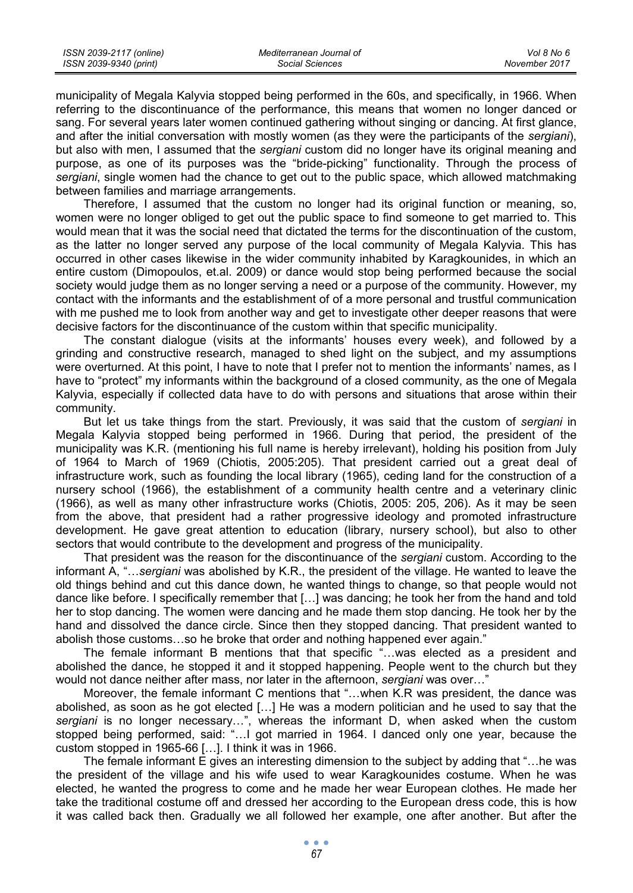municipality of Megala Kalyvia stopped being performed in the 60s, and specifically, in 1966. When referring to the discontinuance of the performance, this means that women no longer danced or sang. For several years later women continued gathering without singing or dancing. At first glance, and after the initial conversation with mostly women (as they were the participants of the *sergiani*), but also with men, I assumed that the *sergiani* custom did no longer have its original meaning and purpose, as one of its purposes was the "bride-picking" functionality. Through the process of *sergiani*, single women had the chance to get out to the public space, which allowed matchmaking between families and marriage arrangements.

Therefore, I assumed that the custom no longer had its original function or meaning, so, women were no longer obliged to get out the public space to find someone to get married to. This would mean that it was the social need that dictated the terms for the discontinuation of the custom, as the latter no longer served any purpose of the local community of Megala Kalyvia. This has occurred in other cases likewise in the wider community inhabited by Karagkounides, in which an entire custom (Dimopoulos, et.al. 2009) or dance would stop being performed because the social society would judge them as no longer serving a need or a purpose of the community. However, my contact with the informants and the establishment of of a more personal and trustful communication with me pushed me to look from another way and get to investigate other deeper reasons that were decisive factors for the discontinuance of the custom within that specific municipality.

The constant dialogue (visits at the informants' houses every week), and followed by a grinding and constructive research, managed to shed light on the subject, and my assumptions were overturned. At this point, I have to note that I prefer not to mention the informants' names, as I have to "protect" my informants within the background of a closed community, as the one of Megala Kalyvia, especially if collected data have to do with persons and situations that arose within their community.

But let us take things from the start. Previously, it was said that the custom of *sergiani* in Megala Kalyvia stopped being performed in 1966. During that period, the president of the municipality was K.R. (mentioning his full name is hereby irrelevant), holding his position from July of 1964 to March of 1969 (Chiotis, 2005:205). That president carried out a great deal of infrastructure work, such as founding the local library (1965), ceding land for the construction of a nursery school (1966), the establishment of a community health centre and a veterinary clinic (1966), as well as many other infrastructure works (Chiotis, 2005: 205, 206). As it may be seen from the above, that president had a rather progressive ideology and promoted infrastructure development. He gave great attention to education (library, nursery school), but also to other sectors that would contribute to the development and progress of the municipality.

That president was the reason for the discontinuance of the *sergiani* custom. According to the informant A, "…*sergiani* was abolished by K.R., the president of the village. He wanted to leave the old things behind and cut this dance down, he wanted things to change, so that people would not dance like before. I specifically remember that […] was dancing; he took her from the hand and told her to stop dancing. The women were dancing and he made them stop dancing. He took her by the hand and dissolved the dance circle. Since then they stopped dancing. That president wanted to abolish those customs…so he broke that order and nothing happened ever again."

The female informant B mentions that that specific "…was elected as a president and abolished the dance, he stopped it and it stopped happening. People went to the church but they would not dance neither after mass, nor later in the afternoon, *sergiani* was over…"

Moreover, the female informant C mentions that "…when K.R was president, the dance was abolished, as soon as he got elected […] He was a modern politician and he used to say that the *sergiani* is no longer necessary…", whereas the informant D, when asked when the custom stopped being performed, said: "…I got married in 1964. I danced only one year, because the custom stopped in 1965-66 […]. I think it was in 1966.

The female informant E gives an interesting dimension to the subject by adding that "…he was the president of the village and his wife used to wear Karagkounides costume. When he was elected, he wanted the progress to come and he made her wear European clothes. He made her take the traditional costume off and dressed her according to the European dress code, this is how it was called back then. Gradually we all followed her example, one after another. But after the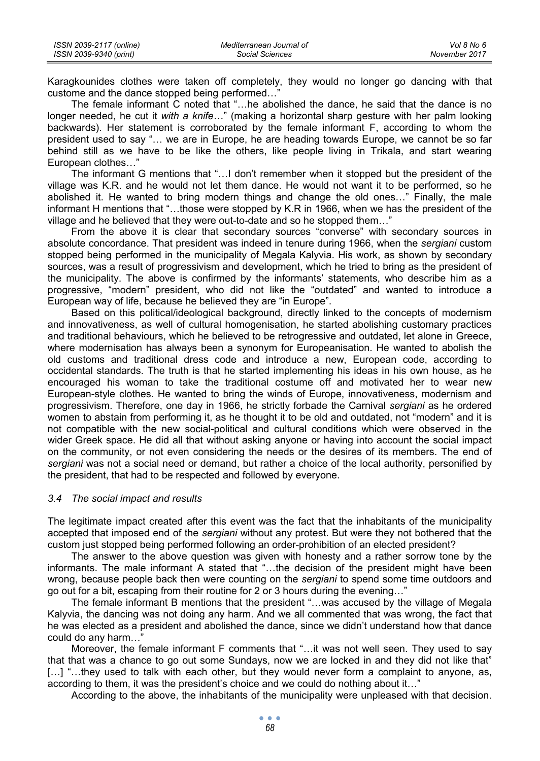Karagkounides clothes were taken off completely, they would no longer go dancing with that custome and the dance stopped being performed…"

The female informant C noted that "…he abolished the dance, he said that the dance is no longer needed, he cut it *with a knife*…" (making a horizontal sharp gesture with her palm looking backwards). Her statement is corroborated by the female informant F, according to whom the president used to say "… we are in Europe, he are heading towards Europe, we cannot be so far behind still as we have to be like the others, like people living in Trikala, and start wearing European clothes…"

The informant G mentions that "…I don't remember when it stopped but the president of the village was K.R. and he would not let them dance. He would not want it to be performed, so he abolished it. He wanted to bring modern things and change the old ones…" Finally, the male informant H mentions that "…those were stopped by K.R in 1966, when we has the president of the village and he believed that they were out-to-date and so he stopped them…"

From the above it is clear that secondary sources "converse" with secondary sources in absolute concordance. That president was indeed in tenure during 1966, when the *sergiani* custom stopped being performed in the municipality of Megala Kalyvia. His work, as shown by secondary sources, was a result of progressivism and development, which he tried to bring as the president of the municipality. The above is confirmed by the informants' statements, who describe him as a progressive, "modern" president, who did not like the "outdated" and wanted to introduce a European way of life, because he believed they are "in Europe".

Based on this political/ideological background, directly linked to the concepts of modernism and innovativeness, as well of cultural homogenisation, he started abolishing customary practices and traditional behaviours, which he believed to be retrogressive and outdated, let alone in Greece, where modernisation has always been a synonym for Europeanisation. He wanted to abolish the old customs and traditional dress code and introduce a new, European code, according to occidental standards. The truth is that he started implementing his ideas in his own house, as he encouraged his woman to take the traditional costume off and motivated her to wear new European-style clothes. He wanted to bring the winds of Europe, innovativeness, modernism and progressivism. Therefore, one day in 1966, he strictly forbade the Carnival *sergiani* as he ordered women to abstain from performing it, as he thought it to be old and outdated, not "modern" and it is not compatible with the new social-political and cultural conditions which were observed in the wider Greek space. He did all that without asking anyone or having into account the social impact on the community, or not even considering the needs or the desires of its members. The end of *sergiani* was not a social need or demand, but rather a choice of the local authority, personified by the president, that had to be respected and followed by everyone.

### *3.4 The social impact and results*

The legitimate impact created after this event was the fact that the inhabitants of the municipality accepted that imposed end of the *sergiani* without any protest. But were they not bothered that the custom just stopped being performed following an order-prohibition of an elected president?

The answer to the above question was given with honesty and a rather sorrow tone by the informants. The male informant A stated that "…the decision of the president might have been wrong, because people back then were counting on the *sergiani* to spend some time outdoors and go out for a bit, escaping from their routine for 2 or 3 hours during the evening…"

The female informant B mentions that the president "…was accused by the village of Megala Kalyvia, the dancing was not doing any harm. And we all commented that was wrong, the fact that he was elected as a president and abolished the dance, since we didn't understand how that dance could do any harm…"

Moreover, the female informant F comments that "…it was not well seen. They used to say that that was a chance to go out some Sundays, now we are locked in and they did not like that" […] "…they used to talk with each other, but they would never form a complaint to anyone, as, according to them, it was the president's choice and we could do nothing about it…"

According to the above, the inhabitants of the municipality were unpleased with that decision.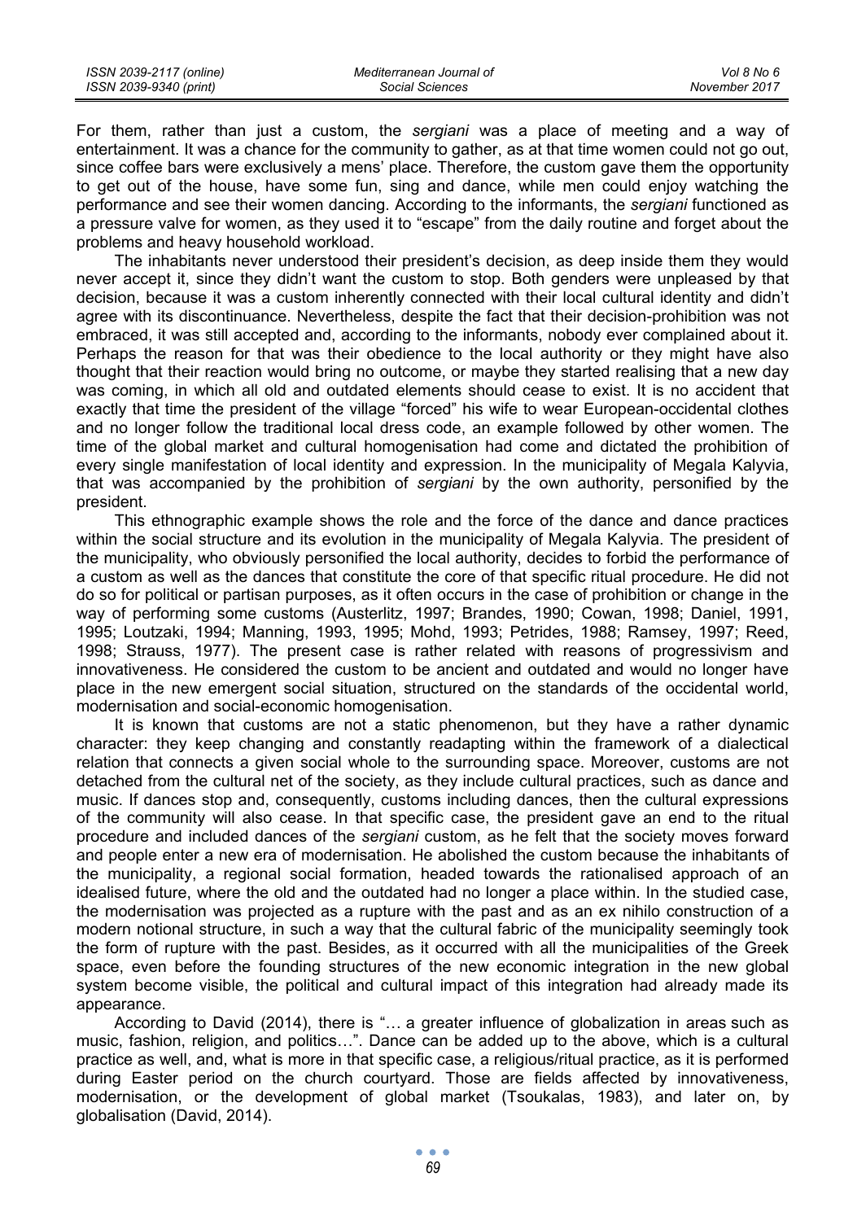For them, rather than just a custom, the *sergiani* was a place of meeting and a way of entertainment. It was a chance for the community to gather, as at that time women could not go out, since coffee bars were exclusively a mens' place. Therefore, the custom gave them the opportunity to get out of the house, have some fun, sing and dance, while men could enjoy watching the performance and see their women dancing. According to the informants, the *sergiani* functioned as a pressure valve for women, as they used it to "escape" from the daily routine and forget about the problems and heavy household workload.

The inhabitants never understood their president's decision, as deep inside them they would never accept it, since they didn't want the custom to stop. Both genders were unpleased by that decision, because it was a custom inherently connected with their local cultural identity and didn't agree with its discontinuance. Nevertheless, despite the fact that their decision-prohibition was not embraced, it was still accepted and, according to the informants, nobody ever complained about it. Perhaps the reason for that was their obedience to the local authority or they might have also thought that their reaction would bring no outcome, or maybe they started realising that a new day was coming, in which all old and outdated elements should cease to exist. It is no accident that exactly that time the president of the village "forced" his wife to wear European-occidental clothes and no longer follow the traditional local dress code, an example followed by other women. The time of the global market and cultural homogenisation had come and dictated the prohibition of every single manifestation of local identity and expression. In the municipality of Megala Kalyvia, that was accompanied by the prohibition of *sergiani* by the own authority, personified by the president.

This ethnographic example shows the role and the force of the dance and dance practices within the social structure and its evolution in the municipality of Megala Kalyvia. The president of the municipality, who obviously personified the local authority, decides to forbid the performance of a custom as well as the dances that constitute the core of that specific ritual procedure. He did not do so for political or partisan purposes, as it often occurs in the case of prohibition or change in the way of performing some customs (Austerlitz, 1997; Brandes, 1990; Cowan, 1998; Daniel, 1991, 1995; Loutzaki, 1994; Manning, 1993, 1995; Mohd, 1993; Petrides, 1988; Ramsey, 1997; Reed, 1998; Strauss, 1977). The present case is rather related with reasons of progressivism and innovativeness. He considered the custom to be ancient and outdated and would no longer have place in the new emergent social situation, structured on the standards of the occidental world, modernisation and social-economic homogenisation.

It is known that customs are not a static phenomenon, but they have a rather dynamic character: they keep changing and constantly readapting within the framework of a dialectical relation that connects a given social whole to the surrounding space. Moreover, customs are not detached from the cultural net of the society, as they include cultural practices, such as dance and music. If dances stop and, consequently, customs including dances, then the cultural expressions of the community will also cease. In that specific case, the president gave an end to the ritual procedure and included dances of the *sergiani* custom, as he felt that the society moves forward and people enter a new era of modernisation. He abolished the custom because the inhabitants of the municipality, a regional social formation, headed towards the rationalised approach of an idealised future, where the old and the outdated had no longer a place within. In the studied case, the modernisation was projected as a rupture with the past and as an ex nihilo construction of a modern notional structure, in such a way that the cultural fabric of the municipality seemingly took the form of rupture with the past. Besides, as it occurred with all the municipalities of the Greek space, even before the founding structures of the new economic integration in the new global system become visible, the political and cultural impact of this integration had already made its appearance.

According to David (2014), there is "… a greater influence of globalization in areas such as music, fashion, religion, and politics…". Dance can be added up to the above, which is a cultural practice as well, and, what is more in that specific case, a religious/ritual practice, as it is performed during Easter period on the church courtyard. Those are fields affected by innovativeness, modernisation, or the development of global market (Tsoukalas, 1983), and later on, by globalisation (David, 2014).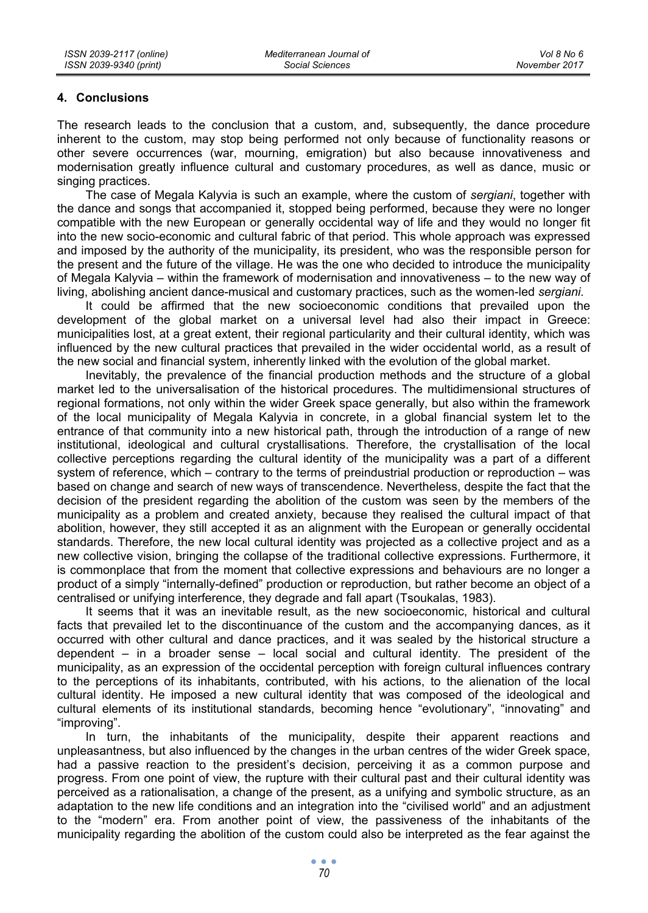## 4. Conclusions

The research leads to the conclusion that a custom, and, subsequently, the dance procedure inherent to the custom, may stop being performed not only because of functionality reasons or other severe occurrences (war, mourning, emigration) but also because innovativeness and modernisation greatly influence cultural and customary procedures, as well as dance, music or singing practices.

The case of Megala Kalyvia is such an example, where the custom of *sergiani*, together with the dance and songs that accompanied it, stopped being performed, because they were no longer compatible with the new Europeanian or generally occidental way of life and they would no longer fit into the new socio-economic and cultural fabric of that period. This whole approach was expressed and imposed by the authority of the municipality, its president, who was the responsible person for the present and the future of the village. He was the one who decided to introduce the municipality of Megala Kalyvia – within the framework of modernisation and innovativeness – to the new way of living, abolishing ancient dance-musical and customary practices, such as the women-led *sergiani*.

It could be affirmed that the new socioeconomic conditions that prevailed upon the development of the global market on a universal level had also their impact in Greece: municipalities lost, at a great extent, their regional particularity and their cultural identity, which was influenced by the new cultural practices that prevailed in the wider occidental world, as a result of the new social and financial system, inherently linked with the evolution of the global market.

Inevitably, the prevalence of the financial production methods and the structure of a global market led to the universalisation of the historical procedures. The multidimensional structures of regional formations, not only within the wider Greek space generally, but also within the framework of the local municipality of Megala Kalyvia in concrete, in a global financial system let to the entrance of that community into a new historical path, through the introduction of a range of new institutional, ideological and cultural crystallisations. Therefore, the crystallisation of the local collective perceptions regarding the cultural identity of the municipality was a part of a different system of reference, which – contrary to the terms of preindustrial production or reproduction – was based on change and search of new ways of transcendence. Nevertheless, despite the fact that the decision of the president regarding the abolition of the custom was seen by the members of the municipality as a problem and created anxiety, because they realised the cultural impact of that abolition, however, they still accepted it as an alignment with the European or generally occidental standards. Therefore, the new local cultural identity was projected as a collective project and as a new collective vision, bringing the collapse of the traditional collective expressions. Furthermore, it is commonplace that from the moment that collective expressions and behaviours are no longer a product of a simply "internally-defined" production or reproduction, but rather become an object of a centralised or unifying interference, they degrade and fall apart (Tsoukalas, 1983).

It seems that it was an inevitable result, as the new socioeconomic, historical and cultural facts that prevailed let to the discontinuance of the custom and the accompanying dances, as it occurred with other cultural and dance practices, and it was sealed by the historical structure a dependent – in a broader sense – local social and cultural identity. The president of the municipality, as an expression of the occidental perception with foreign cultural influences contrary to the perceptions of its inhabitants, contributed, with his actions, to the alienation of the local cultural identity. He imposed a new cultural identity that was composed of the ideological and cultural elements of its institutional standards, becoming hence "evolutionary", "innovating" and "improving".

In turn, the inhabitants of the municipality, despite their apparent reactions and unpleasantness, but also influenced by the changes in the urban centres of the wider Greek space, had a passive reaction to the president's decision, perceiving it as a common purpose and progress. From one point of view, the rupture with their cultural past and their cultural identity was perceived as a rationalisation, a change of the present, as a unifying and symbolic structure, as an adaptation to the new life conditions and an integration into the "civilised world" and an adjustment to the "modern" era. From another point of view, the passiveness of the inhabitants of the municipality regarding the abolition of the custom could also be interpreted as the fear against the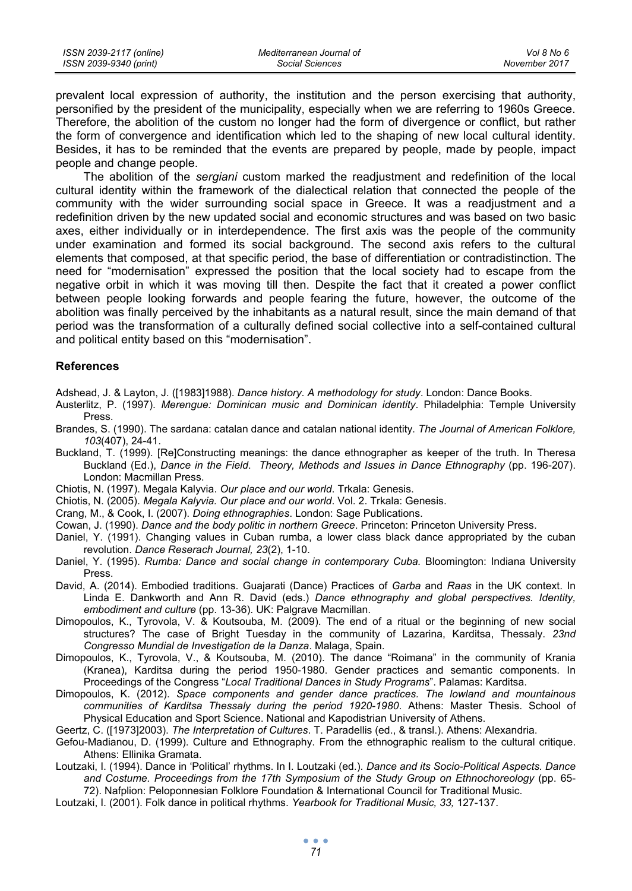prevalent local expression of authority, the institution and the person exercising that authority, personified by the president of the municipality, especially when we are referring to 1960s Greece. Therefore, the abolition of the custom no longer had the form of divergence or conflict, but rather the form of convergence and identification which led to the shaping of new local cultural identity. Besides, it has to be reminded that the events are prepared by people, made by people, impact people and change people.

The abolition of the *sergiani* custom marked the readjustment and redefinition of the local cultural identity within the framework of the dialectical relation that connected the people of the community with the wider surrounding social space in Greece. It was a readjustment and a redefinition driven by the new updated social and economic structures and was based on two basic axes, either individually or in interdependence. The first axis was the people of the community under examination and formed its social background. The second axis refers to the cultural elements that composed, at that specific period, the base of differentiation or contradistinction. The need for "modernisation" expressed the position that the local society had to escape from the negative orbit in which it was moving till then. Despite the fact that it created a power conflict between people looking forwards and people fearing the future, however, the outcome of the abolition was finally perceived by the inhabitants as a natural result, since the main demand of that period was the transformation of a culturally defined social collective into a self-contained cultural and political entity based on this "modernisation".

## References

Adshead, J. & Layton, J. ([1983]1988). *Dance history. A methodology for study*. London: Dance Books.

Austerlitz, P. (1997). *Merengue: Dominican music and Dominican identity*. Philadelphia: Temple University Press.

Brandes, S. (1990). The sardana: catalan dance and catalan national identity. *The Journal of American Folklore, 103*(407), 24-41.

Buckland, T. (1999). [Re]Constructing meanings: the dance ethnographer as keeper of the truth. In Theresa Buckland (Ed.), *Dance in the Field. Theory, Methods and Issues in Dance Ethnography* (pp. 196-207). London: Macmillan Press.

Chiotis, N. (1997). Megala Kalyvia. *Our place and our world*. Trkala: Genesis.

Chiotis, N. (2005). *Megala Kalyvia. Our place and our world*. Vol. 2. Trkala: Genesis.

Crang, M., & Cook, I. (2007). *Doing ethnographies*. London: Sage Publications.

Cowan, J. (1990). *Dance and the body politic in northern Greece*. Princeton: Princeton University Press.

Daniel, Y. (1991). Changing values in Cuban rumba, a lower class black dance appropriated by the cuban revolution. *Dance Reserach Journal, 23*(2), 1-10.

Daniel, Y. (1995). *Rumba: Dance and social change in contemporary Cuba.* Bloomington: Indiana University Press.

David, A. (2014). Embodied traditions. Guajarati (Dance) Practices of *Garba* and *Raas* in the UK context. In Linda E. Dankworth and Ann R. David (eds.) *Dance ethnography and global perspectives. Identity, embodiment and culture* (pp. 13-36). UK: Palgrave Macmillan.

Dimopoulos, K., Tyrovola, V. & Koutsouba, M. (2009). The end of a ritual or the beginning of new social structures? The case of Bright Tuesday in the community of Lazarina, Karditsa, Thessaly. *23nd Congresso Mundial de Investigation de la Danza*. Malaga, Spain.

Dimopoulos, K., Tyrovola, V., & Koutsouba, M. (2010). The dance "Roimana" in the community of Krania (Kranea), Karditsa during the period 1950-1980. Gender practices and semantic components. In Proceedings of the Congress "*Local Traditional Dances in Study Programs*". Palamas: Karditsa.

Dimopoulos, K. (2012). *Space components and gender dance practices. The lowland and mountainous communities of Karditsa Thessaly during the period 1920-1980*. Athens: Master Thesis. School of Physical Education and Sport Science. National and Kapodistrian University of Athens.

Geertz, C. ([1973]2003). *The Interpretation of Cultures*. T. Paradellis (ed., & transl.). Athens: Alexandria.

Gefou-Madianou, D. (1999). Culture and Ethnography. From the ethnographic realism to the cultural critique. Athens: Ellinika Gramata.

Loutzaki, I. (1994). Dance in 'Political' rhythms. In I. Loutzaki (ed.). *Dance and its Socio-Political Aspects. Dance and Costume. Proceedings from the 17th Symposium of the Study Group on Ethnochoreology* (pp. 65-72). Nafplion: Peloponnesian Folklore Foundation & International Council for Traditional Music.

Loutzaki, I. (2001). Folk dance in political rhythms. *Yearbook for Traditional Music, 33,* 127-137.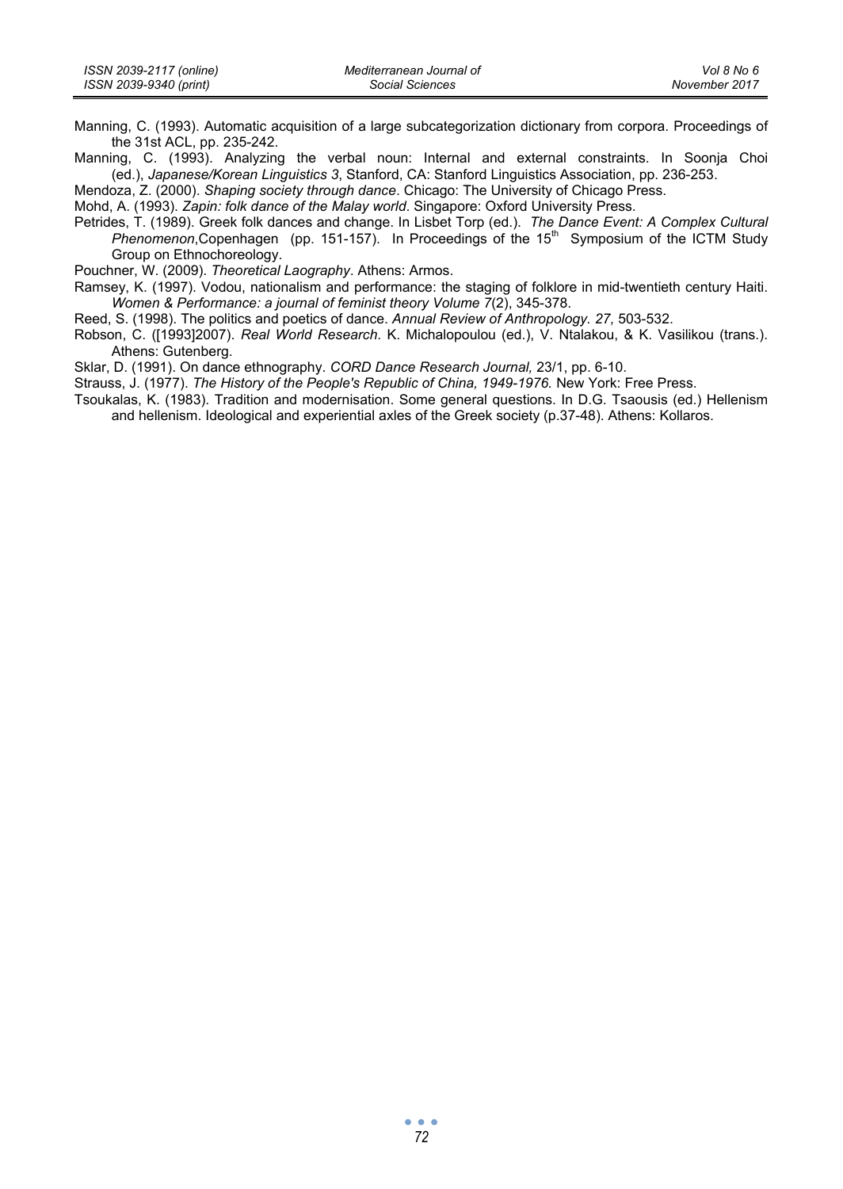Manning, C. (1993). Automatic acquisition of a large subcategorization dictionary from corpora. Proceedings of the 31st ACL, pp. 235-242.

Manning, C. (1993). Analyzing the verbal noun: Internal and external constraints. In Soonja Choi (ed.), *Japanese/Korean Linguistics 3*, Stanford, CA: Stanford Linguistics Association, pp. 236-253.

Mendoza, Z. (2000). *Shaping society through dance*. Chicago: The University of Chicago Press.

Mohd, A. (1993). *Zapin: folk dance of the Malay world*. Singapore: Oxford University Press.

Petrides, T. (1989). Greek folk dances and change. In Lisbet Torp (ed.). *The Dance Event: A Complex Cultural Phenomenon*,Copenhagen (pp. 151-157). In Proceedings of the 15th Symposium of the ICTM Study Group on Ethnochoreology.

Pouchner, W. (2009). *Theoretical Laography*. Athens: Armos.

Ramsey, K. (1997). Vodou, nationalism and performance: the staging of folklore in mid-twentieth century Haiti. *Women & Performance: a journal of feminist theory Volume 7*(2), 345-378.

Reed, S. (1998). The politics and poetics of dance. *Annual Review of Anthropology. 27,* 503-532.

Robson, C. ([1993]2007). *Real World Research*. K. Michalopoulou (ed.), V. Ntalakou, & K. Vasilikou (trans.). Athens: Gutenberg.

Sklar, D. (1991). On dance ethnography. *CORD Dance Research Journal,* 23/1, pp. 6-10.

Strauss, J. (1977). *The History of the People's Republic of China, 1949-1976.* New York: Free Press.

Tsoukalas, K. (1983). Tradition and modernisation. Some general questions. In D.G. Tsaousis (ed.) Hellenism and hellenism. Ideological and experiential axles of the Greek society (p.37-48). Athens: Kollaros.